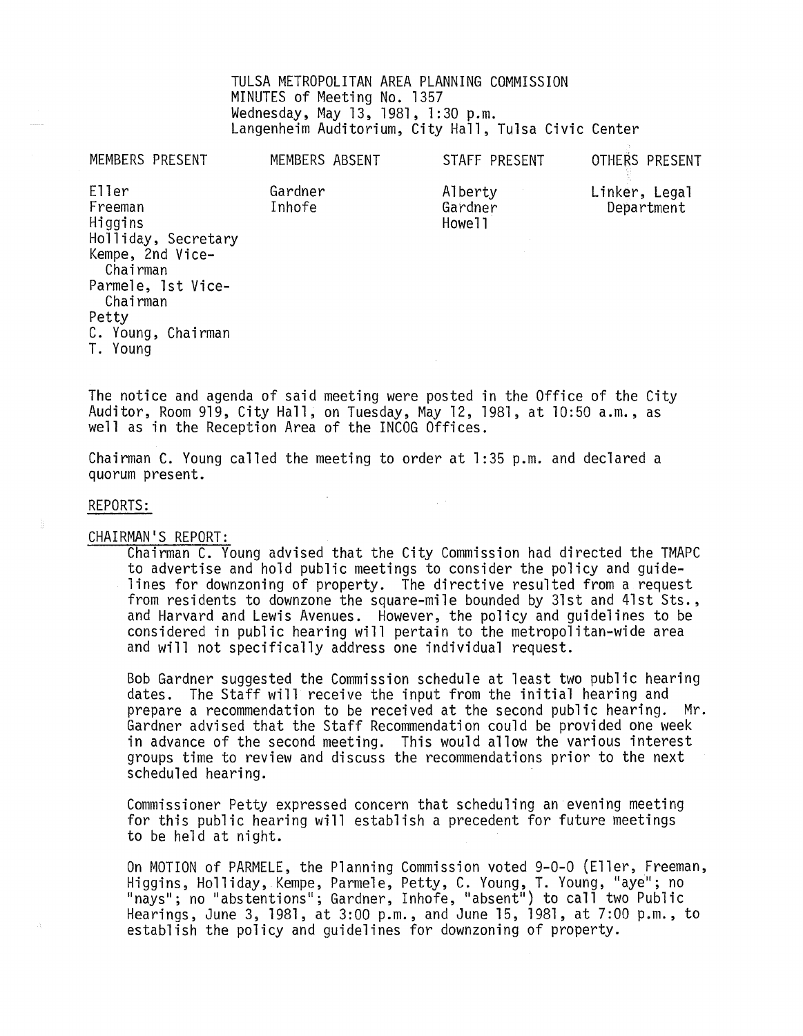TULSA METROPOLITAN AREA PLANNING COMMISSION
MINUTES of Meeting No. 1357
Wednesday, May 13, 1981, 1:30 p.m.
Langenheim Auditorium, City Hall, Tulsa Civic Center

| MEMBERS PRESENT | MEMBERS ABSENT | STAFF PRESENT | OTHERS PRESENT |
|---|---|---|---|
| Eller | Gardner | Alberty | Linker, Legal Department |
| Freeman | Inhofe | Gardner | |
| Higgins | | Howell | |
| Holliday, Secretary | | | |
| Kempe, 2nd Vice-Chairman | | | |
| Parmele, 1st Vice-Chairman | | | |
| Petty | | | |
| C. Young, Chairman | | | |
| T. Young | | | |

The notice and agenda of said meeting were posted in the Office of the City Auditor, Room 919, City Hall, on Tuesday, May 12, 1981, at 10:50 a.m., as well as in the Reception Area of the INCOG Offices.

Chairman C. Young called the meeting to order at 1:35 p.m. and declared a quorum present.

## REPORTS:

### CHAIRMAN'S REPORT:

Chairman C. Young advised that the City Commission had directed the TMAPC to advertise and hold public meetings to consider the policy and guidelines for downzoning of property. The directive resulted from a request from residents to downzone the square-mile bounded by 31st and 41st Sts., and Harvard and Lewis Avenues. However, the policy and guidelines to be considered in public hearing will pertain to the metropolitan-wide area and will not specifically address one individual request.

Bob Gardner suggested the Commission schedule at least two public hearing dates. The Staff will receive the input from the initial hearing and prepare a recommendation to be received at the second public hearing. Mr. Gardner advised that the Staff Recommendation could be provided one week in advance of the second meeting. This would allow the various interest groups time to review and discuss the recommendations prior to the next scheduled hearing.

Commissioner Petty expressed concern that scheduling an evening meeting for this public hearing will establish a precedent for future meetings to be held at night.

On MOTION of PARMELE, the Planning Commission voted 9-0-0 (Eller, Freeman, Higgins, Holliday, Kempe, Parmele, Petty, C. Young, T. Young, "aye"; no "nays"; no "abstentions"; Gardner, Inhofe, "absent") to call two Public Hearings, June 3, 1981, at 3:00 p.m., and June 15, 1981, at 7:00 p.m., to establish the policy and guidelines for downzoning of property.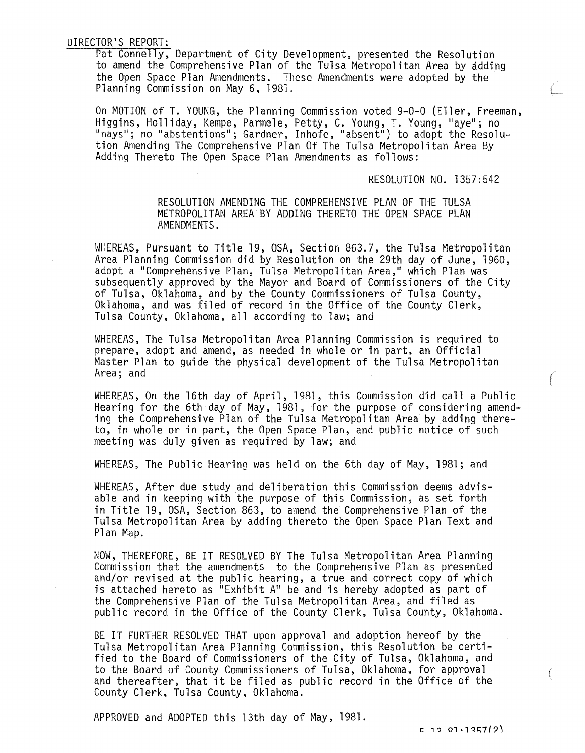DIRECTOR'S REPORT:

Pat Connelly, Department of City Development, presented the Resolution to amend the Comprehensive Plan of the Tulsa Metropolitan Area by adding the Open Space Plan Amendments. These Amendments were adopted by the Planning Commission on May 6, 1981.

On MOTION of T. YOUNG, the Planning Commission voted 9-0-0 (Eller, Freeman, Higgins, Holliday, Kempe, Parmele, Petty, C. Young, T. Young, "aye"; no "nays"; no "abstentions"; Gardner, Inhofe, "absent") to adopt the Resolution Amending The Comprehensive Plan Of The Tulsa Metropolitan Area By Adding Thereto The Open Space Plan Amendments as follows:

RESOLUTION NO. 1357:542

RESOLUTION AMENDING THE COMPREHENSIVE PLAN OF THE TULSA METROPOLITAN AREA BY ADDING THERETO THE OPEN SPACE PLAN AMENDMENTS.

WHEREAS, Pursuant to Title 19, OSA, Section 863.7, the Tulsa Metropolitan Area Planning Commission did by Resolution on the 29th day of June, 1960, adopt a "Comprehensive Plan, Tulsa Metropolitan Area," which Plan was subsequently approved by the Mayor and Board of Commissioners of the City of Tulsa, Oklahoma, and by the County Commissioners of Tulsa County, Oklahoma, and was filed of record in the Office of the County Clerk, Tulsa County, Oklahoma, all according to law; and

WHEREAS, The Tulsa Metropolitan Area Planning Commission is required to prepare, adopt and amend, as needed in whole or in part, an Official Master Plan to guide the physical development of the Tulsa Metropolitan Area; and

WHEREAS, On the 16th day of April, 1981, this Commission did call a Public Hearing for the 6th day of May, 1981, for the purpose of considering amending the Comprehensive Plan of the Tulsa Metropolitan Area by adding thereto, in whole or in part, the Open Space Plan, and public notice of such meeting was duly given as required by law; and

WHEREAS, The Public Hearing was held on the 6th day of May, 1981; and

WHEREAS, After due study and deliberation this Commission deems advisable and in keeping with the purpose of this Commission, as set forth in Title 19, OSA, Section 863, to amend the Comprehensive Plan of the Tulsa Metropolitan Area by adding thereto the Open Space Plan Text and Plan Map.

NOW, THEREFORE, BE IT RESOLVED BY The Tulsa Metropolitan Area Planning Commission that the amendments to the Comprehensive Plan as presented and/or revised at the public hearing, a true and correct copy of which is attached hereto as "Exhibit A" be and is hereby adopted as part of the Comprehensive Plan of the Tulsa Metropolitan Area, and filed as public record in the Office of the County Clerk, Tulsa County, Oklahoma.

BE IT FURTHER RESOLVED THAT upon approval and adoption hereof by the Tulsa Metropolitan Area Planning Commission, this Resolution be certified to the Board of Commissioners of the City of Tulsa, Oklahoma, and to the Board of County Commissioners of Tulsa, Oklahoma, for approval and thereafter, that it be filed as public record in the Office of the County Clerk, Tulsa County, Oklahoma.

APPROVED and ADOPTED this 13th day of May, 1981.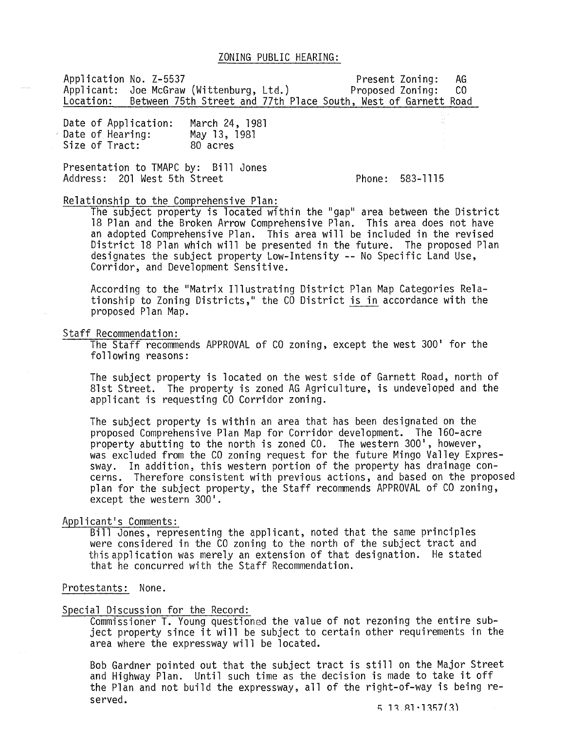## ZONING PUBLIC HEARING:

Application No. Z-5537 Present Zoning: AG
Applicant: Joe McGraw (Wittenburg, Ltd.) Proposed Zoning: CO
Location: Between 75th Street and 77th Place South, West of Garnett Road

Date of Application: March 24, 1981
Date of Hearing: May 13, 1981
Size of Tract: 80 acres

Presentation to TMAPC by: Bill Jones
Address: 201 West 5th Street Phone: 583-1115

Relationship to the Comprehensive Plan:

The subject property is located within the "gap" area between the District 18 Plan and the Broken Arrow Comprehensive Plan. This area does not have an adopted Comprehensive Plan. This area will be included in the revised District 18 Plan which will be presented in the future. The proposed Plan designates the subject property Low-Intensity -- No Specific Land Use, Corridor, and Development Sensitive.

According to the "Matrix Illustrating District Plan Map Categories Relationship to Zoning Districts," the CO District is in accordance with the proposed Plan Map.

Staff Recommendation:

The Staff recommends APPROVAL of CO zoning, except the west 300' for the following reasons:

The subject property is located on the west side of Garnett Road, north of 81st Street. The property is zoned AG Agriculture, is undeveloped and the applicant is requesting CO Corridor zoning.

The subject property is within an area that has been designated on the proposed Comprehensive Plan Map for Corridor development. The 160-acre property abutting to the north is zoned CO. The western 300', however, was excluded from the CO zoning request for the future Mingo Valley Expressway. In addition, this western portion of the property has drainage concerns. Therefore consistent with previous actions, and based on the proposed plan for the subject property, the Staff recommends APPROVAL of CO zoning, except the western 300'.

Applicant's Comments:

Bill Jones, representing the applicant, noted that the same principles were considered in the CO zoning to the north of the subject tract and this application was merely an extension of that designation. He stated that he concurred with the Staff Recommendation.

Protestants: None.

Special Discussion for the Record:

Commissioner T. Young questioned the value of not rezoning the entire subject property since it will be subject to certain other requirements in the area where the expressway will be located.

Bob Gardner pointed out that the subject tract is still on the Major Street and Highway Plan. Until such time as the decision is made to take it off the Plan and not build the expressway, all of the right-of-way is being reserved.

5.13.81:1357(3)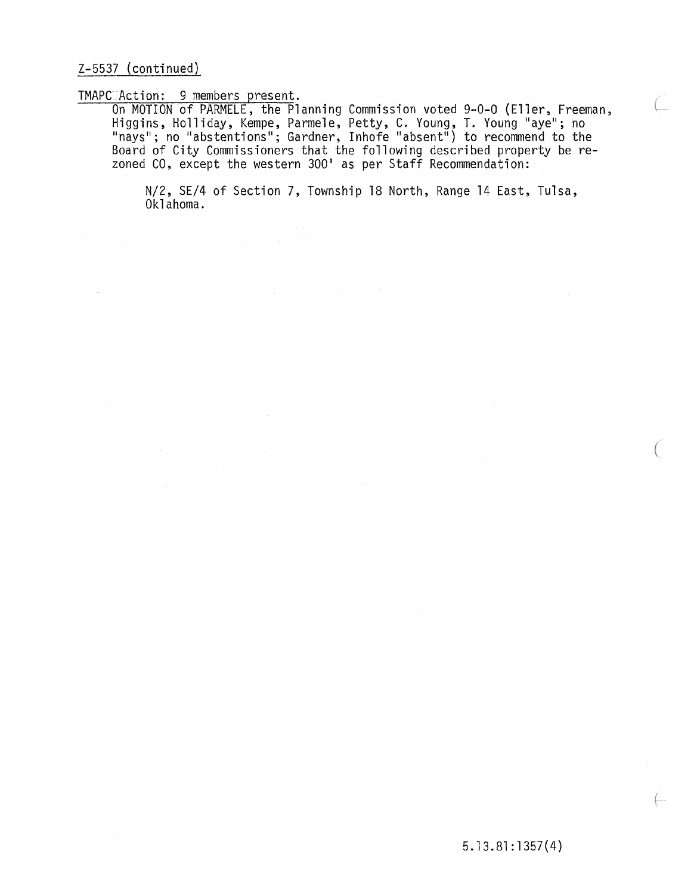Z-5537 (continued)

TMAPC Action: 9 members present.

On MOTION of PARMELE, the Planning Commission voted 9-0-0 (Eller, Freeman, Higgins, Holliday, Kempe, Parmele, Petty, C. Young, T. Young "aye"; no "nays"; no "abstentions"; Gardner, Inhofe "absent") to recommend to the Board of City Commissioners that the following described property be rezoned CO, except the western 300' as per Staff Recommendation:

> N/2, SE/4 of Section 7, Township 18 North, Range 14 East, Tulsa, Oklahoma.

5.13.81:1357(4)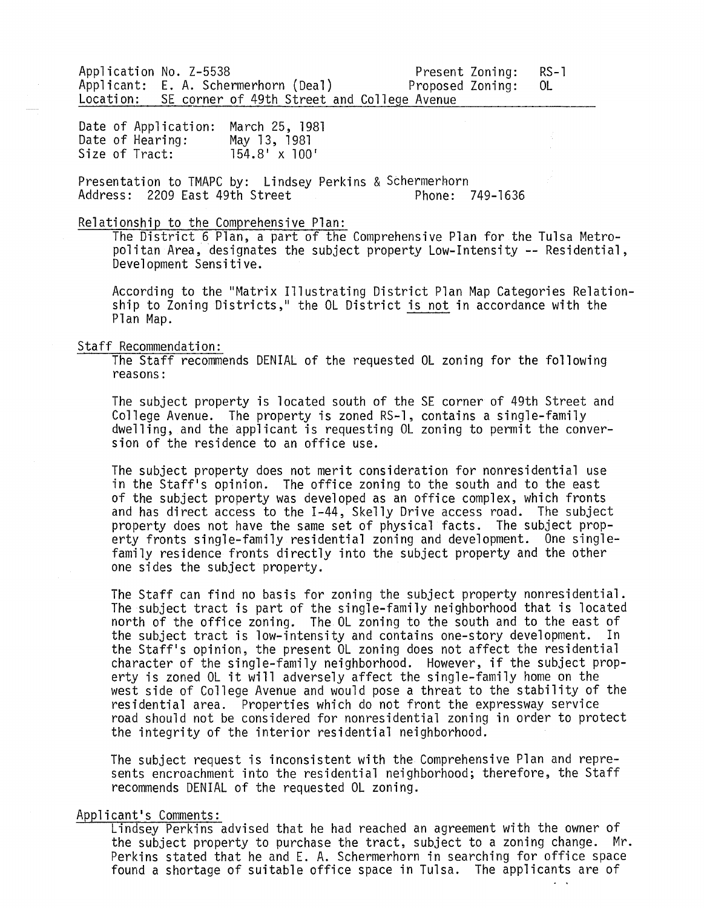Application No. Z-5538 Present Zoning: RS-1
Applicant: E. A. Schermerhorn (Deal) Proposed Zoning: OL
Location: SE corner of 49th Street and College Avenue

Date of Application: March 25, 1981
Date of Hearing: May 13, 1981
Size of Tract: 154.8' x 100'

Presentation to TMAPC by: Lindsey Perkins & Schermerhorn
Address: 2209 East 49th Street Phone: 749-1636

Relationship to the Comprehensive Plan:

The District 6 Plan, a part of the Comprehensive Plan for the Tulsa Metropolitan Area, designates the subject property Low-Intensity -- Residential, Development Sensitive.

According to the "Matrix Illustrating District Plan Map Categories Relationship to Zoning Districts," the OL District is not in accordance with the Plan Map.

Staff Recommendation:

The Staff recommends DENIAL of the requested OL zoning for the following reasons:

The subject property is located south of the SE corner of 49th Street and College Avenue. The property is zoned RS-1, contains a single-family dwelling, and the applicant is requesting OL zoning to permit the conversion of the residence to an office use.

The subject property does not merit consideration for nonresidential use in the Staff's opinion. The office zoning to the south and to the east of the subject property was developed as an office complex, which fronts and has direct access to the I-44, Skelly Drive access road. The subject property does not have the same set of physical facts. The subject property fronts single-family residential zoning and development. One single-family residence fronts directly into the subject property and the other one sides the subject property.

The Staff can find no basis for zoning the subject property nonresidential. The subject tract is part of the single-family neighborhood that is located north of the office zoning. The OL zoning to the south and to the east of the subject tract is low-intensity and contains one-story development. In the Staff's opinion, the present OL zoning does not affect the residential character of the single-family neighborhood. However, if the subject property is zoned OL it will adversely affect the single-family home on the west side of College Avenue and would pose a threat to the stability of the residential area. Properties which do not front the expressway service road should not be considered for nonresidential zoning in order to protect the integrity of the interior residential neighborhood.

The subject request is inconsistent with the Comprehensive Plan and represents encroachment into the residential neighborhood; therefore, the Staff recommends DENIAL of the requested OL zoning.

Applicant's Comments:

Lindsey Perkins advised that he had reached an agreement with the owner of the subject property to purchase the tract, subject to a zoning change. Mr. Perkins stated that he and E. A. Schermerhorn in searching for office space found a shortage of suitable office space in Tulsa. The applicants are of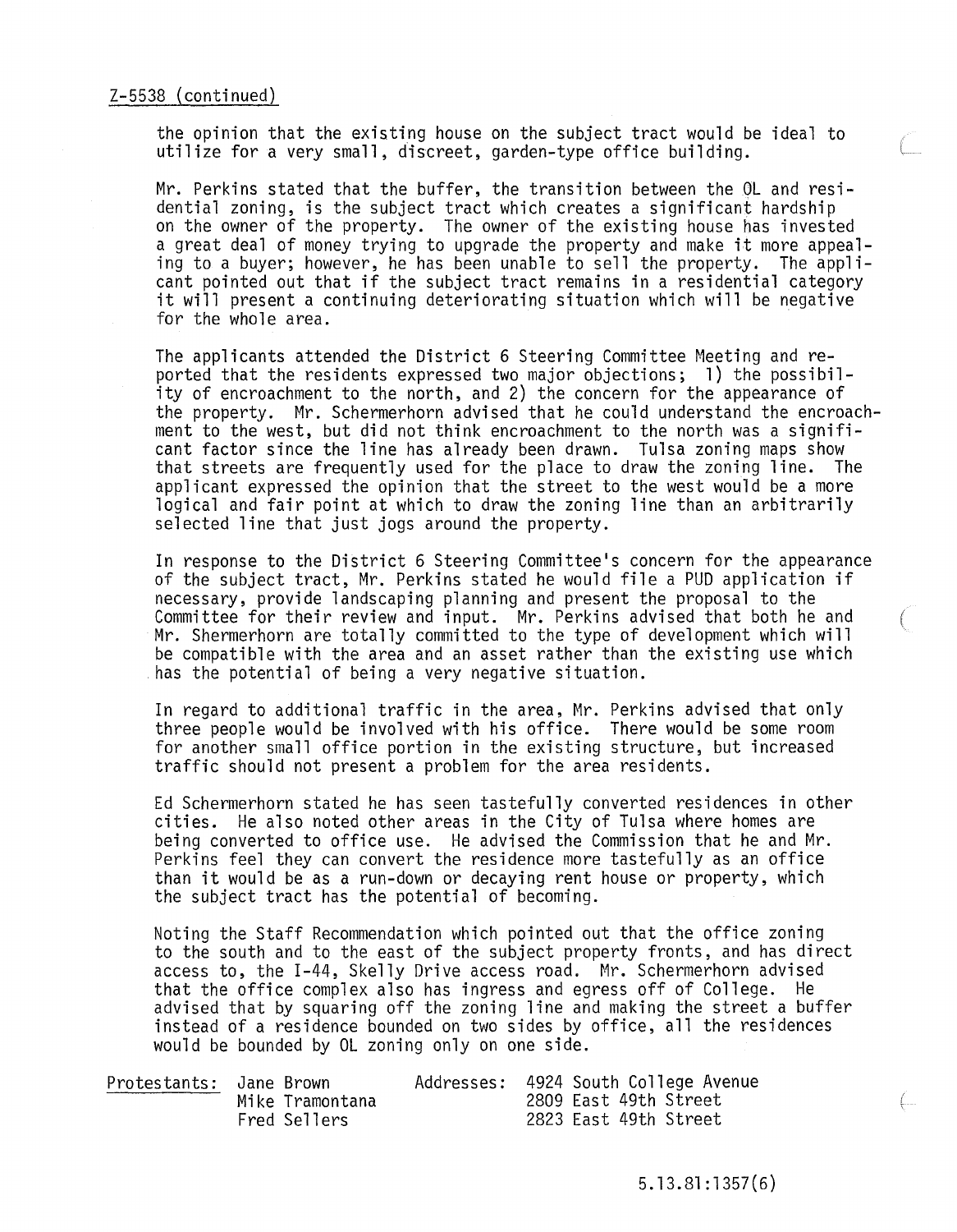Z-5538 (continued)

the opinion that the existing house on the subject tract would be ideal to utilize for a very small, discreet, garden-type office building.

Mr. Perkins stated that the buffer, the transition between the OL and residential zoning, is the subject tract which creates a significant hardship on the owner of the property. The owner of the existing house has invested a great deal of money trying to upgrade the property and make it more appealing to a buyer; however, he has been unable to sell the property. The applicant pointed out that if the subject tract remains in a residential category it will present a continuing deteriorating situation which will be negative for the whole area.

The applicants attended the District 6 Steering Committee Meeting and reported that the residents expressed two major objections; 1) the possibility of encroachment to the north, and 2) the concern for the appearance of the property. Mr. Schermerhorn advised that he could understand the encroachment to the west, but did not think encroachment to the north was a significant factor since the line has already been drawn. Tulsa zoning maps show that streets are frequently used for the place to draw the zoning line. The applicant expressed the opinion that the street to the west would be a more logical and fair point at which to draw the zoning line than an arbitrarily selected line that just jogs around the property.

In response to the District 6 Steering Committee's concern for the appearance of the subject tract, Mr. Perkins stated he would file a PUD application if necessary, provide landscaping planning and present the proposal to the Committee for their review and input. Mr. Perkins advised that both he and Mr. Shermerhorn are totally committed to the type of development which will be compatible with the area and an asset rather than the existing use which has the potential of being a very negative situation.

In regard to additional traffic in the area, Mr. Perkins advised that only three people would be involved with his office. There would be some room for another small office portion in the existing structure, but increased traffic should not present a problem for the area residents.

Ed Schermerhorn stated he has seen tastefully converted residences in other cities. He also noted other areas in the City of Tulsa where homes are being converted to office use. He advised the Commission that he and Mr. Perkins feel they can convert the residence more tastefully as an office than it would be as a run-down or decaying rent house or property, which the subject tract has the potential of becoming.

Noting the Staff Recommendation which pointed out that the office zoning to the south and to the east of the subject property fronts, and has direct access to, the I-44, Skelly Drive access road. Mr. Schermerhorn advised that the office complex also has ingress and egress off of College. He advised that by squaring off the zoning line and making the street a buffer instead of a residence bounded on two sides by office, all the residences would be bounded by OL zoning only on one side.

| Protestants: | | Addresses: |
|---|---|---|
| | Jane Brown | 4924 South College Avenue |
| | Mike Tramontana | 2809 East 49th Street |
| | Fred Sellers | 2823 East 49th Street |

5.13.81:1357(6)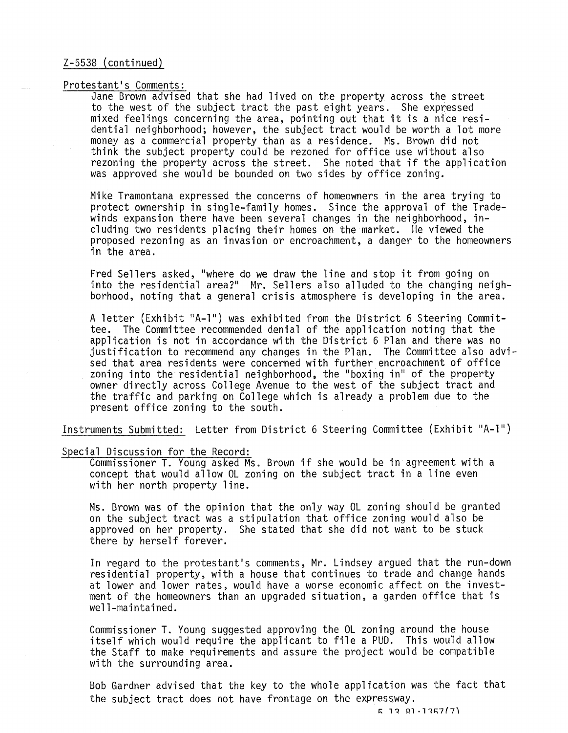Z-5538 (continued)

Protestant's Comments:

Jane Brown advised that she had lived on the property across the street to the west of the subject tract the past eight years. She expressed mixed feelings concerning the area, pointing out that it is a nice residential neighborhood; however, the subject tract would be worth a lot more money as a commercial property than as a residence. Ms. Brown did not think the subject property could be rezoned for office use without also rezoning the property across the street. She noted that if the application was approved she would be bounded on two sides by office zoning.

Mike Tramontana expressed the concerns of homeowners in the area trying to protect ownership in single-family homes. Since the approval of the Tradewinds expansion there have been several changes in the neighborhood, including two residents placing their homes on the market. He viewed the proposed rezoning as an invasion or encroachment, a danger to the homeowners in the area.

Fred Sellers asked, "where do we draw the line and stop it from going on into the residential area?" Mr. Sellers also alluded to the changing neighborhood, noting that a general crisis atmosphere is developing in the area.

A letter (Exhibit "A-1") was exhibited from the District 6 Steering Committee. The Committee recommended denial of the application noting that the application is not in accordance with the District 6 Plan and there was no justification to recommend any changes in the Plan. The Committee also advised that area residents were concerned with further encroachment of office zoning into the residential neighborhood, the "boxing in" of the property owner directly across College Avenue to the west of the subject tract and the traffic and parking on College which is already a problem due to the present office zoning to the south.

Instruments Submitted: Letter from District 6 Steering Committee (Exhibit "A-1")

Special Discussion for the Record:

Commissioner T. Young asked Ms. Brown if she would be in agreement with a concept that would allow OL zoning on the subject tract in a line even with her north property line.

Ms. Brown was of the opinion that the only way OL zoning should be granted on the subject tract was a stipulation that office zoning would also be approved on her property. She stated that she did not want to be stuck there by herself forever.

In regard to the protestant's comments, Mr. Lindsey argued that the run-down residential property, with a house that continues to trade and change hands at lower and lower rates, would have a worse economic affect on the investment of the homeowners than an upgraded situation, a garden office that is well-maintained.

Commissioner T. Young suggested approving the OL zoning around the house itself which would require the applicant to file a PUD. This would allow the Staff to make requirements and assure the project would be compatible with the surrounding area.

Bob Gardner advised that the key to the whole application was the fact that the subject tract does not have frontage on the expressway.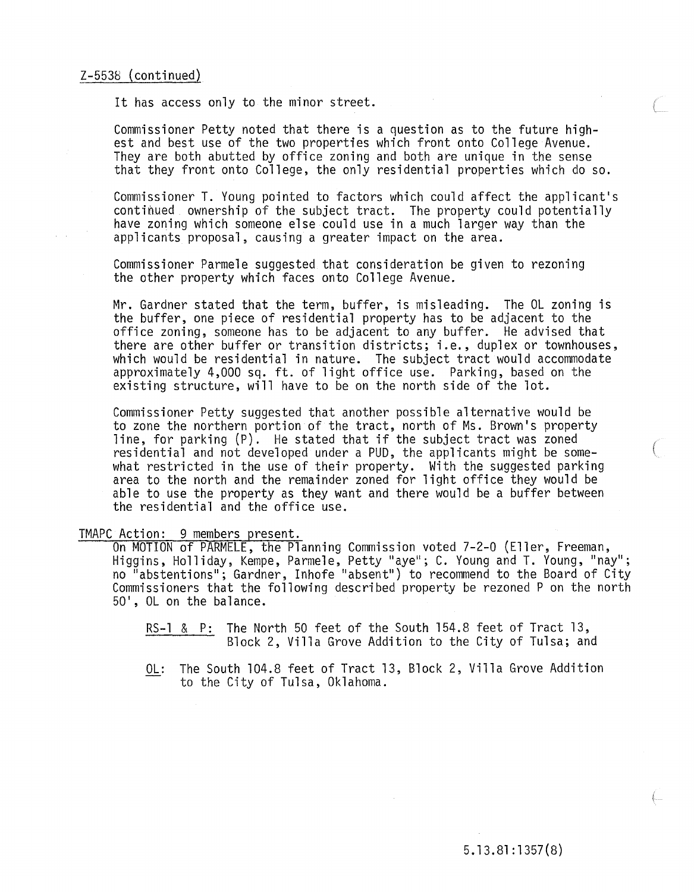Z-5538 (continued)

It has access only to the minor street.

Commissioner Petty noted that there is a question as to the future highest and best use of the two properties which front onto College Avenue. They are both abutted by office zoning and both are unique in the sense that they front onto College, the only residential properties which do so.

Commissioner T. Young pointed to factors which could affect the applicant's continued ownership of the subject tract. The property could potentially have zoning which someone else could use in a much larger way than the applicants proposal, causing a greater impact on the area.

Commissioner Parmele suggested that consideration be given to rezoning the other property which faces onto College Avenue.

Mr. Gardner stated that the term, buffer, is misleading. The OL zoning is the buffer, one piece of residential property has to be adjacent to the office zoning, someone has to be adjacent to any buffer. He advised that there are other buffer or transition districts; i.e., duplex or townhouses, which would be residential in nature. The subject tract would accommodate approximately 4,000 sq. ft. of light office use. Parking, based on the existing structure, will have to be on the north side of the lot.

Commissioner Petty suggested that another possible alternative would be to zone the northern portion of the tract, north of Ms. Brown's property line, for parking (P). He stated that if the subject tract was zoned residential and not developed under a PUD, the applicants might be somewhat restricted in the use of their property. With the suggested parking area to the north and the remainder zoned for light office they would be able to use the property as they want and there would be a buffer between the residential and the office use.

TMAPC Action: 9 members present.

On MOTION of PARMELE, the Planning Commission voted 7-2-0 (Eller, Freeman, Higgins, Holliday, Kempe, Parmele, Petty "aye"; C. Young and T. Young, "nay"; no "abstentions"; Gardner, Inhofe "absent") to recommend to the Board of City Commissioners that the following described property be rezoned P on the north 50', OL on the balance.

RS-1 & P: The North 50 feet of the South 154.8 feet of Tract 13, Block 2, Villa Grove Addition to the City of Tulsa; and

OL: The South 104.8 feet of Tract 13, Block 2, Villa Grove Addition to the City of Tulsa, Oklahoma.

5.13.81:1357(8)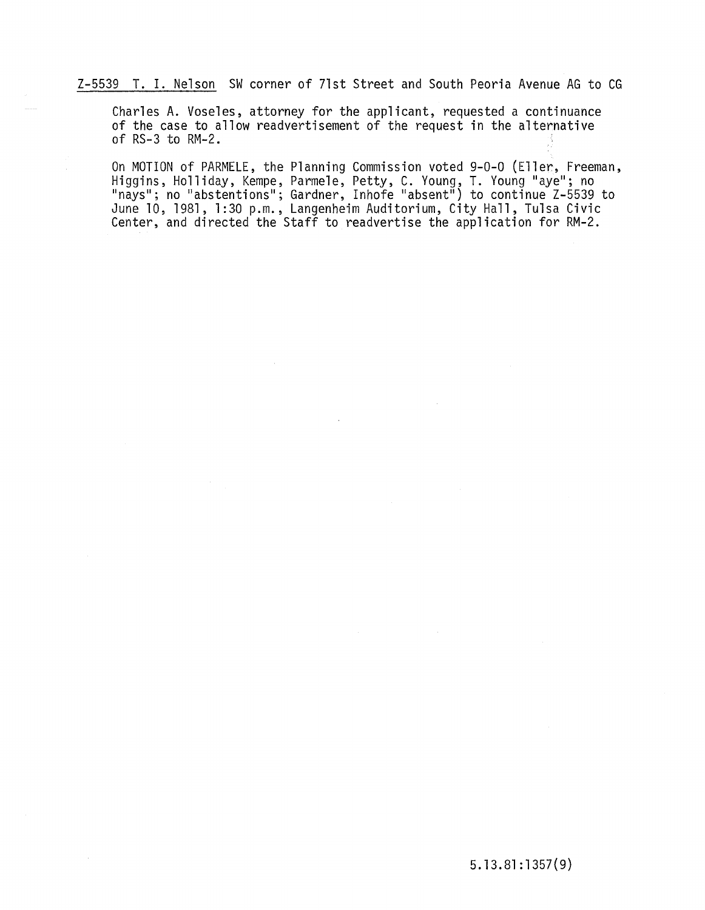Z-5539 T. I. Nelson SW corner of 71st Street and South Peoria Avenue AG to CG

Charles A. Voseles, attorney for the applicant, requested a continuance of the case to allow readvertisement of the request in the alternative of RS-3 to RM-2.

On MOTION of PARMELE, the Planning Commission voted 9-0-0 (Eller, Freeman, Higgins, Holliday, Kempe, Parmele, Petty, C. Young, T. Young "aye"; no "nays"; no "abstentions"; Gardner, Inhofe "absent") to continue Z-5539 to June 10, 1981, 1:30 p.m., Langenheim Auditorium, City Hall, Tulsa Civic Center, and directed the Staff to readvertise the application for RM-2.

5.13.81:1357(9)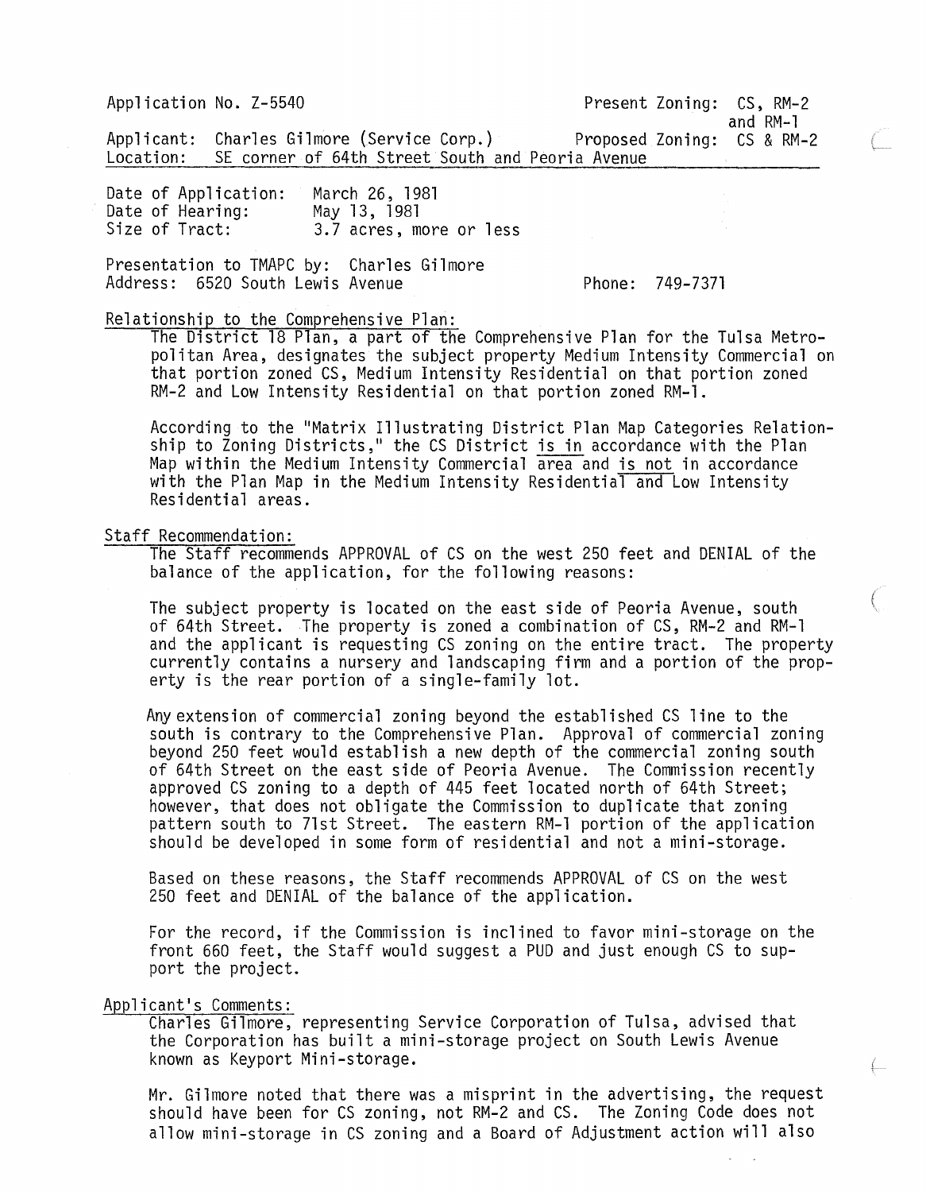Application No. Z-5540 Present Zoning: CS, RM-2 and RM-1

Applicant: Charles Gilmore (Service Corp.) Proposed Zoning: CS & RM-2

Location: SE corner of 64th Street South and Peoria Avenue

Date of Application: March 26, 1981
Date of Hearing: May 13, 1981
Size of Tract: 3.7 acres, more or less

Presentation to TMAPC by: Charles Gilmore
Address: 6520 South Lewis Avenue Phone: 749-7371

Relationship to the Comprehensive Plan:

The District 18 Plan, a part of the Comprehensive Plan for the Tulsa Metropolitan Area, designates the subject property Medium Intensity Commercial on that portion zoned CS, Medium Intensity Residential on that portion zoned RM-2 and Low Intensity Residential on that portion zoned RM-1.

According to the "Matrix Illustrating District Plan Map Categories Relationship to Zoning Districts," the CS District is in accordance with the Plan Map within the Medium Intensity Commercial area and is not in accordance with the Plan Map in the Medium Intensity Residential and Low Intensity Residential areas.

Staff Recommendation:

The Staff recommends APPROVAL of CS on the west 250 feet and DENIAL of the balance of the application, for the following reasons:

The subject property is located on the east side of Peoria Avenue, south of 64th Street. The property is zoned a combination of CS, RM-2 and RM-1 and the applicant is requesting CS zoning on the entire tract. The property currently contains a nursery and landscaping firm and a portion of the property is the rear portion of a single-family lot.

Any extension of commercial zoning beyond the established CS line to the south is contrary to the Comprehensive Plan. Approval of commercial zoning beyond 250 feet would establish a new depth of the commercial zoning south of 64th Street on the east side of Peoria Avenue. The Commission recently approved CS zoning to a depth of 445 feet located north of 64th Street; however, that does not obligate the Commission to duplicate that zoning pattern south to 71st Street. The eastern RM-1 portion of the application should be developed in some form of residential and not a mini-storage.

Based on these reasons, the Staff recommends APPROVAL of CS on the west 250 feet and DENIAL of the balance of the application.

For the record, if the Commission is inclined to favor mini-storage on the front 660 feet, the Staff would suggest a PUD and just enough CS to support the project.

Applicant's Comments:

Charles Gilmore, representing Service Corporation of Tulsa, advised that the Corporation has built a mini-storage project on South Lewis Avenue known as Keyport Mini-storage.

Mr. Gilmore noted that there was a misprint in the advertising, the request should have been for CS zoning, not RM-2 and CS. The Zoning Code does not allow mini-storage in CS zoning and a Board of Adjustment action will also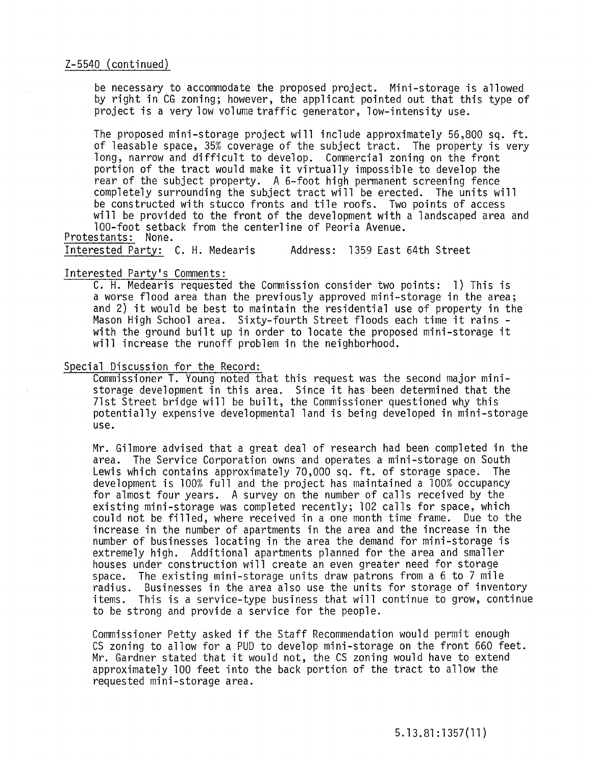Z-5540 (continued)

be necessary to accommodate the proposed project. Mini-storage is allowed by right in CG zoning; however, the applicant pointed out that this type of project is a very low volume traffic generator, low-intensity use.

The proposed mini-storage project will include approximately 56,800 sq. ft. of leasable space, 35% coverage of the subject tract. The property is very long, narrow and difficult to develop. Commercial zoning on the front portion of the tract would make it virtually impossible to develop the rear of the subject property. A 6-foot high permanent screening fence completely surrounding the subject tract will be erected. The units will be constructed with stucco fronts and tile roofs. Two points of access will be provided to the front of the development with a landscaped area and 100-foot setback from the centerline of Peoria Avenue.

Protestants: None.

Interested Party: C. H. Medearis Address: 1359 East 64th Street

Interested Party's Comments:

C. H. Medearis requested the Commission consider two points: 1) This is a worse flood area than the previously approved mini-storage in the area; and 2) it would be best to maintain the residential use of property in the Mason High School area. Sixty-fourth Street floods each time it rains - with the ground built up in order to locate the proposed mini-storage it will increase the runoff problem in the neighborhood.

Special Discussion for the Record:

Commissioner T. Young noted that this request was the second major mini-storage development in this area. Since it has been determined that the 71st Street bridge will be built, the Commissioner questioned why this potentially expensive developmental land is being developed in mini-storage use.

Mr. Gilmore advised that a great deal of research had been completed in the area. The Service Corporation owns and operates a mini-storage on South Lewis which contains approximately 70,000 sq. ft. of storage space. The development is 100% full and the project has maintained a 100% occupancy for almost four years. A survey on the number of calls received by the existing mini-storage was completed recently; 102 calls for space, which could not be filled, where received in a one month time frame. Due to the increase in the number of apartments in the area and the increase in the number of businesses locating in the area the demand for mini-storage is extremely high. Additional apartments planned for the area and smaller houses under construction will create an even greater need for storage space. The existing mini-storage units draw patrons from a 6 to 7 mile radius. Businesses in the area also use the units for storage of inventory items. This is a service-type business that will continue to grow, continue to be strong and provide a service for the people.

Commissioner Petty asked if the Staff Recommendation would permit enough CS zoning to allow for a PUD to develop mini-storage on the front 660 feet. Mr. Gardner stated that it would not, the CS zoning would have to extend approximately 100 feet into the back portion of the tract to allow the requested mini-storage area.

5.13.81:1357(11)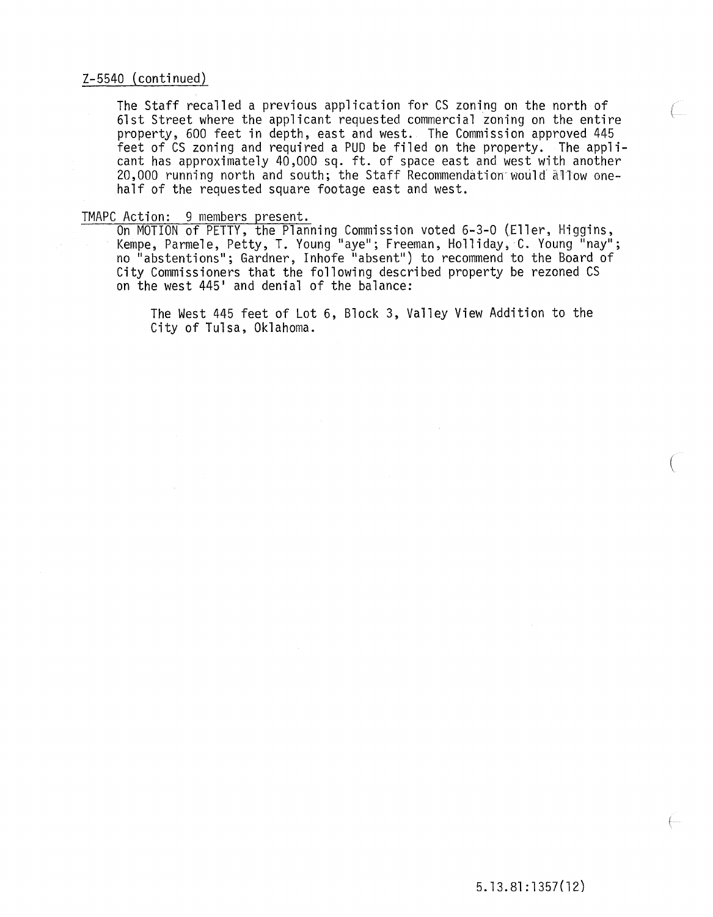Z-5540 (continued)

The Staff recalled a previous application for CS zoning on the north of 61st Street where the applicant requested commercial zoning on the entire property, 600 feet in depth, east and west. The Commission approved 445 feet of CS zoning and required a PUD be filed on the property. The applicant has approximately 40,000 sq. ft. of space east and west with another 20,000 running north and south; the Staff Recommendation would allow one-half of the requested square footage east and west.

TMAPC Action: 9 members present.

On MOTION of PETTY, the Planning Commission voted 6-3-0 (Eller, Higgins, Kempe, Parmele, Petty, T. Young "aye"; Freeman, Holliday, C. Young "nay"; no "abstentions"; Gardner, Inhofe "absent") to recommend to the Board of City Commissioners that the following described property be rezoned CS on the west 445' and denial of the balance:

The West 445 feet of Lot 6, Block 3, Valley View Addition to the City of Tulsa, Oklahoma.

5.13.81:1357(12)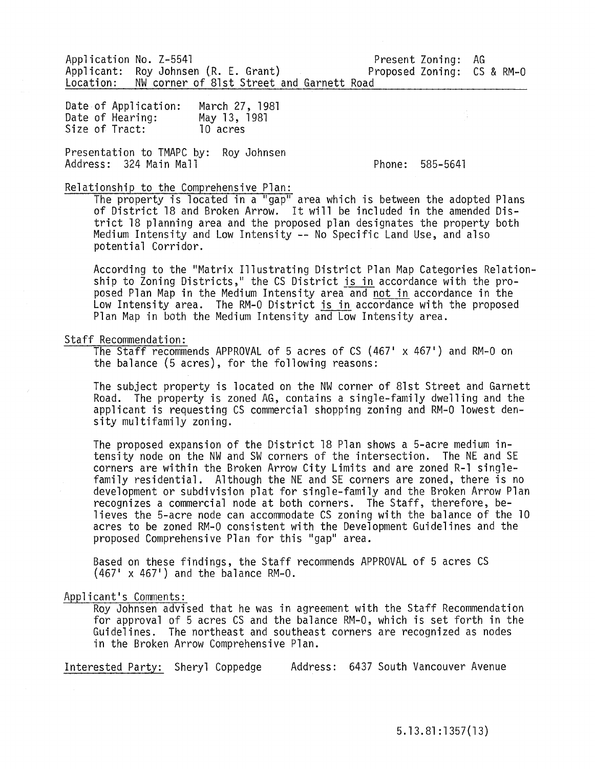Application No. Z-5541 Present Zoning: AG
Applicant: Roy Johnsen (R. E. Grant) Proposed Zoning: CS & RM-0
Location: NW corner of 81st Street and Garnett Road

Date of Application: March 27, 1981
Date of Hearing: May 13, 1981
Size of Tract: 10 acres

Presentation to TMAPC by: Roy Johnsen
Address: 324 Main Mall Phone: 585-5641

Relationship to the Comprehensive Plan:

The property is located in a "gap" area which is between the adopted Plans of District 18 and Broken Arrow. It will be included in the amended District 18 planning area and the proposed plan designates the property both Medium Intensity and Low Intensity -- No Specific Land Use, and also potential Corridor.

According to the "Matrix Illustrating District Plan Map Categories Relationship to Zoning Districts," the CS District is in accordance with the proposed Plan Map in the Medium Intensity area and not in accordance in the Low Intensity area. The RM-0 District is in accordance with the proposed Plan Map in both the Medium Intensity and Low Intensity area.

Staff Recommendation:

The Staff recommends APPROVAL of 5 acres of CS (467' x 467') and RM-0 on the balance (5 acres), for the following reasons:

The subject property is located on the NW corner of 81st Street and Garnett Road. The property is zoned AG, contains a single-family dwelling and the applicant is requesting CS commercial shopping zoning and RM-0 lowest density multifamily zoning.

The proposed expansion of the District 18 Plan shows a 5-acre medium intensity node on the NW and SW corners of the intersection. The NE and SE corners are within the Broken Arrow City Limits and are zoned R-1 single-family residential. Although the NE and SE corners are zoned, there is no development or subdivision plat for single-family and the Broken Arrow Plan recognizes a commercial node at both corners. The Staff, therefore, believes the 5-acre node can accommodate CS zoning with the balance of the 10 acres to be zoned RM-0 consistent with the Development Guidelines and the proposed Comprehensive Plan for this "gap" area.

Based on these findings, the Staff recommends APPROVAL of 5 acres CS (467' x 467') and the balance RM-0.

Applicant's Comments:

Roy Johnsen advised that he was in agreement with the Staff Recommendation for approval of 5 acres CS and the balance RM-0, which is set forth in the Guidelines. The northeast and southeast corners are recognized as nodes in the Broken Arrow Comprehensive Plan.

Interested Party: Sheryl Coppedge Address: 6437 South Vancouver Avenue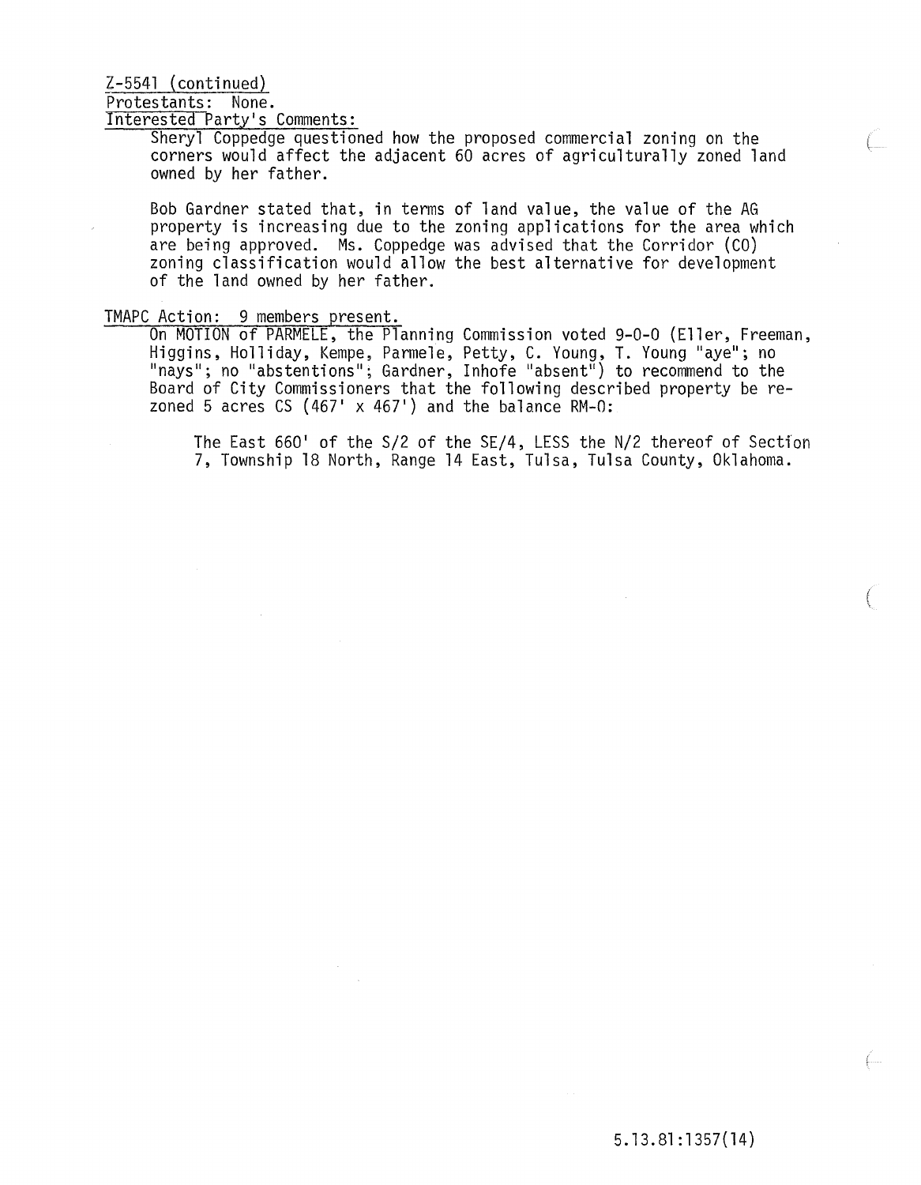Z-5541 (continued)

Protestants: None.

Interested Party's Comments:

Sheryl Coppedge questioned how the proposed commercial zoning on the corners would affect the adjacent 60 acres of agriculturally zoned land owned by her father.

Bob Gardner stated that, in terms of land value, the value of the AG property is increasing due to the zoning applications for the area which are being approved. Ms. Coppedge was advised that the Corridor (CO) zoning classification would allow the best alternative for development of the land owned by her father.

TMAPC Action: 9 members present.

On MOTION of PARMELE, the Planning Commission voted 9-0-0 (Eller, Freeman, Higgins, Holliday, Kempe, Parmele, Petty, C. Young, T. Young "aye"; no "nays"; no "abstentions"; Gardner, Inhofe "absent") to recommend to the Board of City Commissioners that the following described property be rezoned 5 acres CS (467' x 467') and the balance RM-0:

> The East 660' of the S/2 of the SE/4, LESS the N/2 thereof of Section 7, Township 18 North, Range 14 East, Tulsa, Tulsa County, Oklahoma.

5.13.81:1357(14)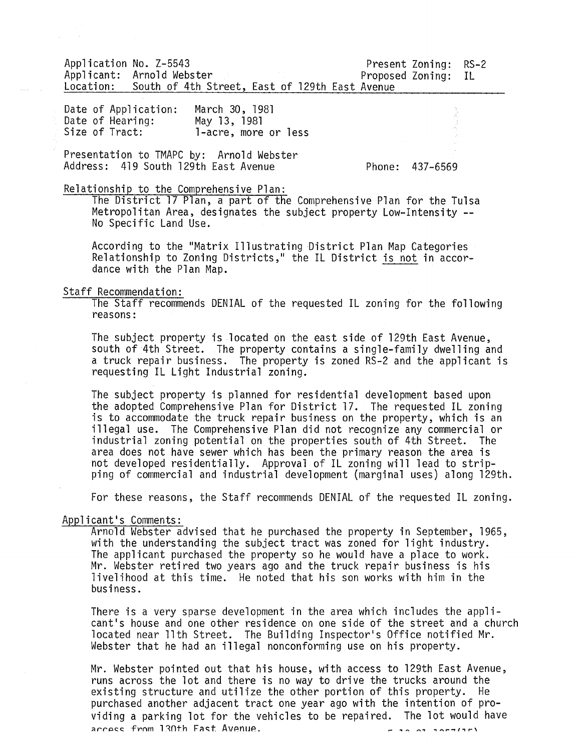Application No. Z-5543 | Present Zoning: RS-2
Applicant: Arnold Webster | Proposed Zoning: IL
Location: South of 4th Street, East of 129th East Avenue

Date of Application: March 30, 1981
Date of Hearing: May 13, 1981
Size of Tract: 1-acre, more or less

Presentation to TMAPC by: Arnold Webster
Address: 419 South 129th East Avenue | Phone: 437-6569

Relationship to the Comprehensive Plan:

The District 17 Plan, a part of the Comprehensive Plan for the Tulsa Metropolitan Area, designates the subject property Low-Intensity -- No Specific Land Use.

According to the "Matrix Illustrating District Plan Map Categories Relationship to Zoning Districts," the IL District is not in accordance with the Plan Map.

Staff Recommendation:

The Staff recommends DENIAL of the requested IL zoning for the following reasons:

The subject property is located on the east side of 129th East Avenue, south of 4th Street. The property contains a single-family dwelling and a truck repair business. The property is zoned RS-2 and the applicant is requesting IL Light Industrial zoning.

The subject property is planned for residential development based upon the adopted Comprehensive Plan for District 17. The requested IL zoning is to accommodate the truck repair business on the property, which is an illegal use. The Comprehensive Plan did not recognize any commercial or industrial zoning potential on the properties south of 4th Street. The area does not have sewer which has been the primary reason the area is not developed residentially. Approval of IL zoning will lead to stripping of commercial and industrial development (marginal uses) along 129th.

For these reasons, the Staff recommends DENIAL of the requested IL zoning.

Applicant's Comments:

Arnold Webster advised that he purchased the property in September, 1965, with the understanding the subject tract was zoned for light industry. The applicant purchased the property so he would have a place to work. Mr. Webster retired two years ago and the truck repair business is his livelihood at this time. He noted that his son works with him in the business.

There is a very sparse development in the area which includes the applicant's house and one other residence on one side of the street and a church located near 11th Street. The Building Inspector's Office notified Mr. Webster that he had an illegal nonconforming use on his property.

Mr. Webster pointed out that his house, with access to 129th East Avenue, runs across the lot and there is no way to drive the trucks around the existing structure and utilize the other portion of this property. He purchased another adjacent tract one year ago with the intention of providing a parking lot for the vehicles to be repaired. The lot would have access from 130th East Avenue.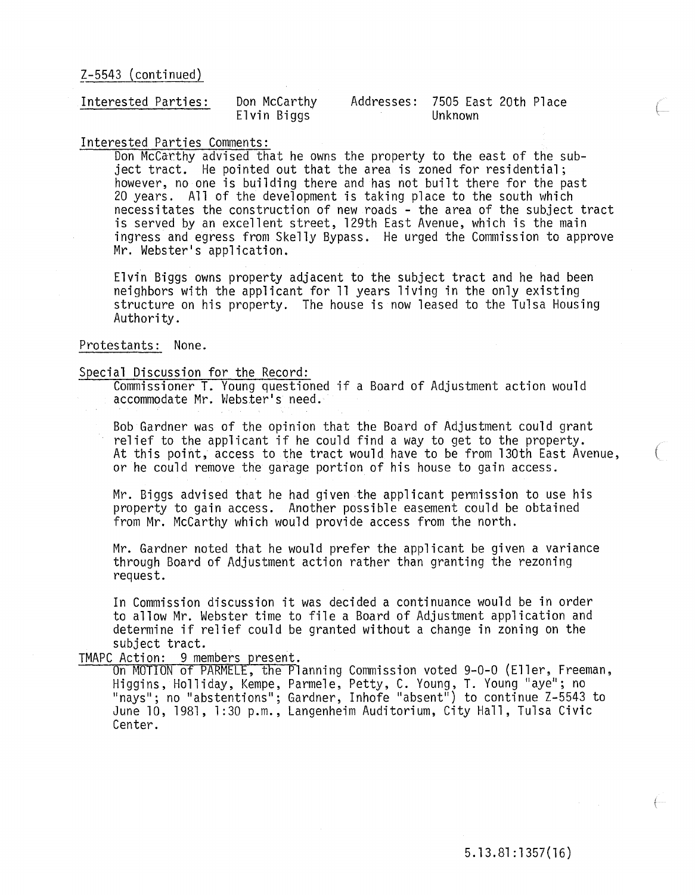Z-5543 (continued)

| Interested Parties: | Don McCarthy | Addresses: | 7505 East 20th Place |
|---|---|---|---|
| | Elvin Biggs | | Unknown |

Interested Parties Comments:

Don McCarthy advised that he owns the property to the east of the subject tract. He pointed out that the area is zoned for residential; however, no one is building there and has not built there for the past 20 years. All of the development is taking place to the south which necessitates the construction of new roads - the area of the subject tract is served by an excellent street, 129th East Avenue, which is the main ingress and egress from Skelly Bypass. He urged the Commission to approve Mr. Webster's application.

Elvin Biggs owns property adjacent to the subject tract and he had been neighbors with the applicant for 11 years living in the only existing structure on his property. The house is now leased to the Tulsa Housing Authority.

Protestants: None.

Special Discussion for the Record:

Commissioner T. Young questioned if a Board of Adjustment action would accommodate Mr. Webster's need.

Bob Gardner was of the opinion that the Board of Adjustment could grant relief to the applicant if he could find a way to get to the property. At this point, access to the tract would have to be from 130th East Avenue, or he could remove the garage portion of his house to gain access.

Mr. Biggs advised that he had given the applicant permission to use his property to gain access. Another possible easement could be obtained from Mr. McCarthy which would provide access from the north.

Mr. Gardner noted that he would prefer the applicant be given a variance through Board of Adjustment action rather than granting the rezoning request.

In Commission discussion it was decided a continuance would be in order to allow Mr. Webster time to file a Board of Adjustment application and determine if relief could be granted without a change in zoning on the subject tract.

TMAPC Action: 9 members present.

On MOTION of PARMELE, the Planning Commission voted 9-0-0 (Eller, Freeman, Higgins, Holliday, Kempe, Parmele, Petty, C. Young, T. Young "aye"; no "nays"; no "abstentions"; Gardner, Inhofe "absent") to continue Z-5543 to June 10, 1981, 1:30 p.m., Langenheim Auditorium, City Hall, Tulsa Civic Center.

5.13.81:1357(16)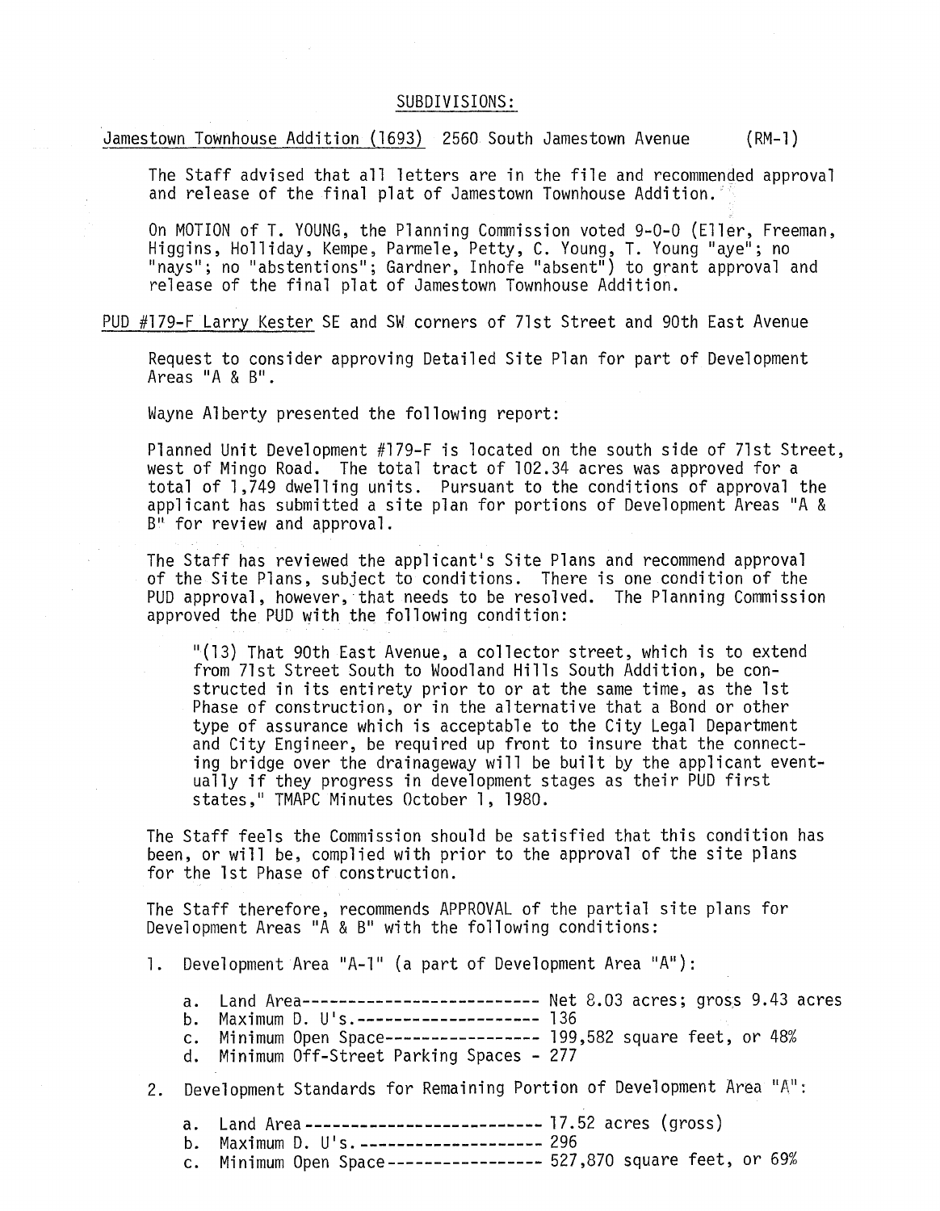## SUBDIVISIONS:

Jamestown Townhouse Addition (1693) 2560 South Jamestown Avenue (RM-1)

The Staff advised that all letters are in the file and recommended approval and release of the final plat of Jamestown Townhouse Addition.

On MOTION of T. YOUNG, the Planning Commission voted 9-0-0 (Eller, Freeman, Higgins, Holliday, Kempe, Parmele, Petty, C. Young, T. Young "aye"; no "nays"; no "abstentions"; Gardner, Inhofe "absent") to grant approval and release of the final plat of Jamestown Townhouse Addition.

PUD #179-F Larry Kester SE and SW corners of 71st Street and 90th East Avenue

Request to consider approving Detailed Site Plan for part of Development Areas "A & B".

Wayne Alberty presented the following report:

Planned Unit Development #179-F is located on the south side of 71st Street, west of Mingo Road. The total tract of 102.34 acres was approved for a total of 1,749 dwelling units. Pursuant to the conditions of approval the applicant has submitted a site plan for portions of Development Areas "A & B" for review and approval.

The Staff has reviewed the applicant's Site Plans and recommend approval of the Site Plans, subject to conditions. There is one condition of the PUD approval, however, that needs to be resolved. The Planning Commission approved the PUD with the following condition:

> "(13) That 90th East Avenue, a collector street, which is to extend from 71st Street South to Woodland Hills South Addition, be constructed in its entirety prior to or at the same time, as the 1st Phase of construction, or in the alternative that a Bond or other type of assurance which is acceptable to the City Legal Department and City Engineer, be required up front to insure that the connecting bridge over the drainageway will be built by the applicant eventually if they progress in development stages as their PUD first states," TMAPC Minutes October 1, 1980.

The Staff feels the Commission should be satisfied that this condition has been, or will be, complied with prior to the approval of the site plans for the 1st Phase of construction.

The Staff therefore, recommends APPROVAL of the partial site plans for Development Areas "A & B" with the following conditions:

1. Development Area "A-1" (a part of Development Area "A"):

   a. Land Area--------------------------- Net 8.03 acres; gross 9.43 acres
   b. Maximum D. U's.-------------------- 136
   c. Minimum Open Space----------------- 199,582 square feet, or 48%
   d. Minimum Off-Street Parking Spaces - 277

2. Development Standards for Remaining Portion of Development Area "A":

   a. Land Area--------------------------- 17.52 acres (gross)
   b. Maximum D. U's.-------------------- 296
   c. Minimum Open Space----------------- 527,870 square feet, or 69%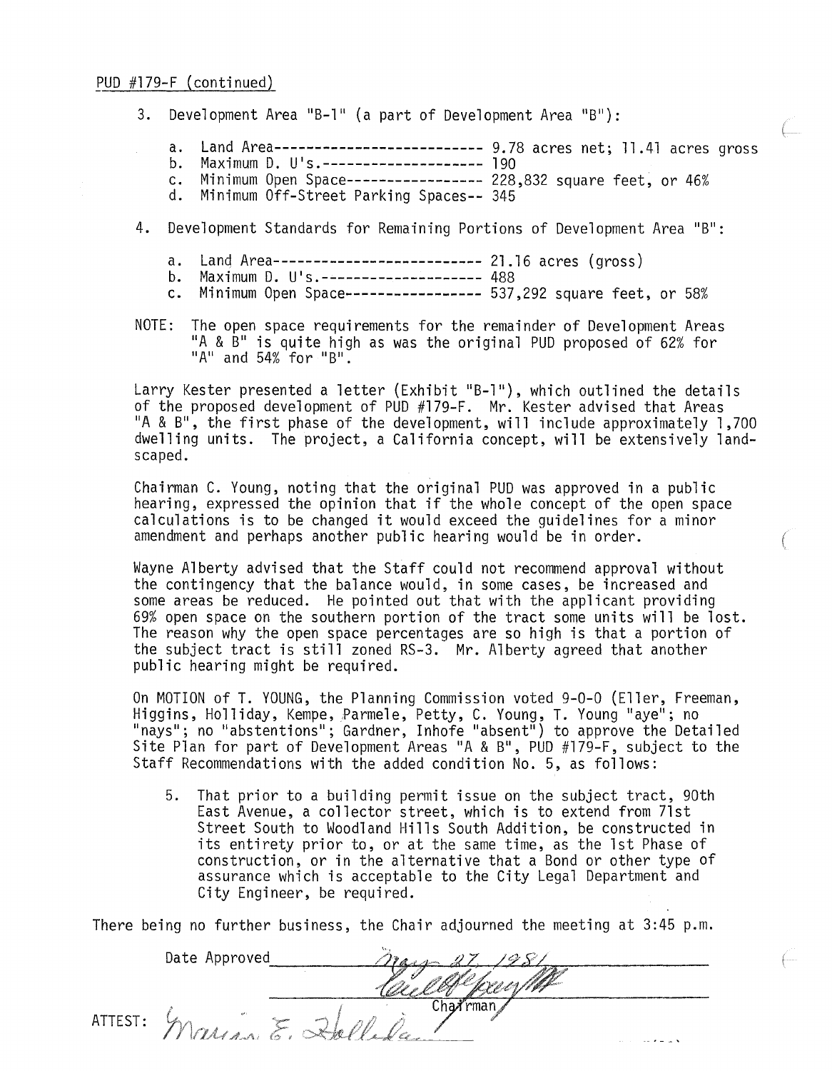PUD #179-F (continued)

3. Development Area "B-1" (a part of Development Area "B"):

   a. Land Area-------------------------- 9.78 acres net; 11.41 acres gross
   b. Maximum D. U's.-------------------- 190
   c. Minimum Open Space----------------- 228,832 square feet, or 46%
   d. Minimum Off-Street Parking Spaces-- 345

4. Development Standards for Remaining Portions of Development Area "B":

   a. Land Area-------------------------- 21.16 acres (gross)
   b. Maximum D. U's.-------------------- 488
   c. Minimum Open Space----------------- 537,292 square feet, or 58%

NOTE: The open space requirements for the remainder of Development Areas "A & B" is quite high as was the original PUD proposed of 62% for "A" and 54% for "B".

Larry Kester presented a letter (Exhibit "B-1"), which outlined the details of the proposed development of PUD #179-F. Mr. Kester advised that Areas "A & B", the first phase of the development, will include approximately 1,700 dwelling units. The project, a California concept, will be extensively landscaped.

Chairman C. Young, noting that the original PUD was approved in a public hearing, expressed the opinion that if the whole concept of the open space calculations is to be changed it would exceed the guidelines for a minor amendment and perhaps another public hearing would be in order.

Wayne Alberty advised that the Staff could not recommend approval without the contingency that the balance would, in some cases, be increased and some areas be reduced. He pointed out that with the applicant providing 69% open space on the southern portion of the tract some units will be lost. The reason why the open space percentages are so high is that a portion of the subject tract is still zoned RS-3. Mr. Alberty agreed that another public hearing might be required.

On MOTION of T. YOUNG, the Planning Commission voted 9-0-0 (Eller, Freeman, Higgins, Holliday, Kempe, Parmele, Petty, C. Young, T. Young "aye"; no "nays"; no "abstentions"; Gardner, Inhofe "absent") to approve the Detailed Site Plan for part of Development Areas "A & B", PUD #179-F, subject to the Staff Recommendations with the added condition No. 5, as follows:

5. That prior to a building permit issue on the subject tract, 90th East Avenue, a collector street, which is to extend from 71st Street South to Woodland Hills South Addition, be constructed in its entirety prior to, or at the same time, as the 1st Phase of construction, or in the alternative that a Bond or other type of assurance which is acceptable to the City Legal Department and City Engineer, be required.

There being no further business, the Chair adjourned the meeting at 3:45 p.m.

Date Approved May 27, 1981

Chairman

ATTEST: Marian E. Holliday